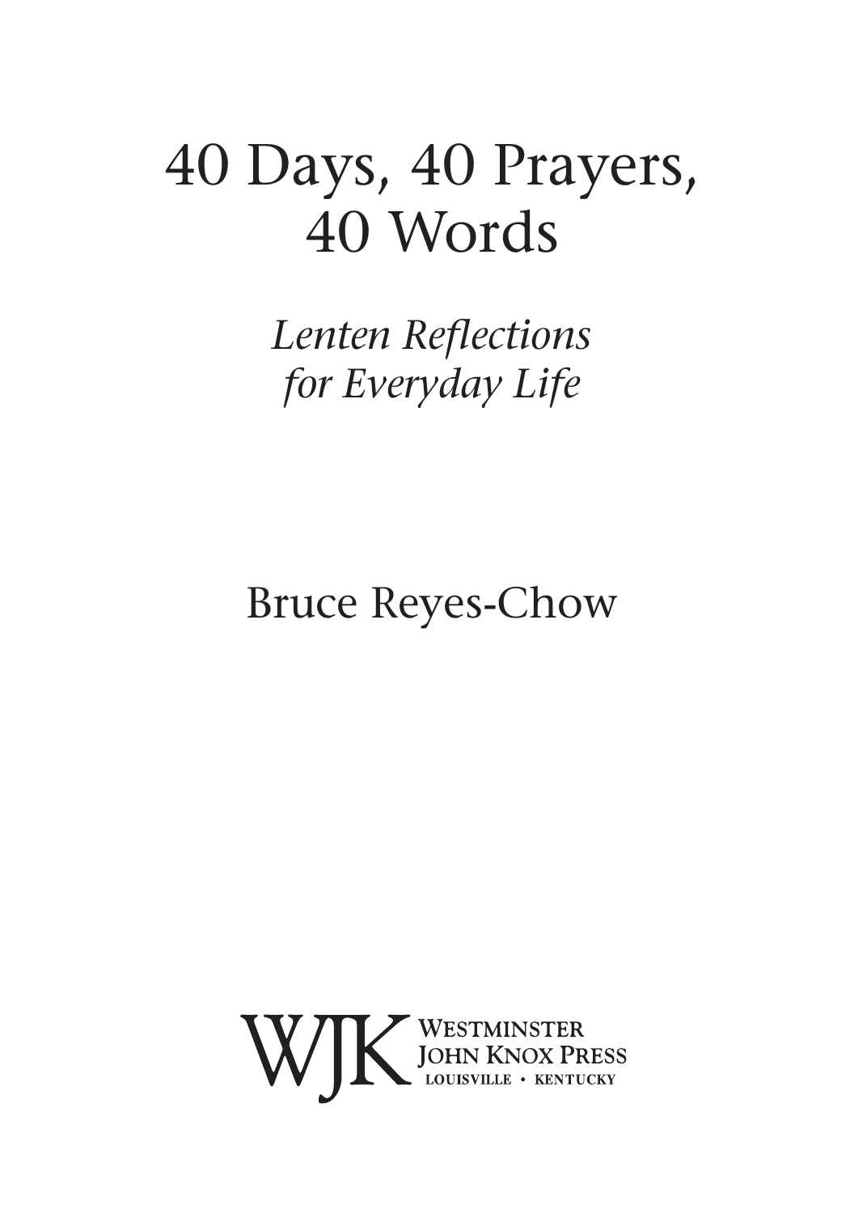# 40 Days, 40 Prayers, 40 Words

*Lenten Reflections for Everyday Life*

Bruce Reyes-Chow

WJK Westminster John Knox Press
Louisville • Kentucky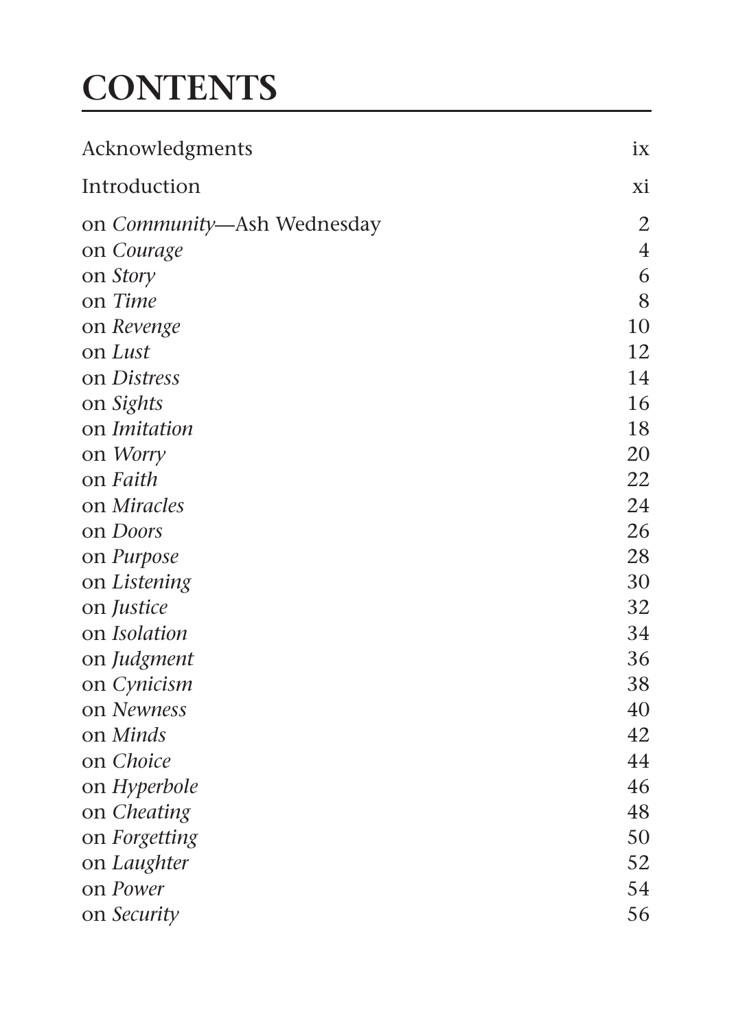# CONTENTS

| | |
|---|---|
| Acknowledgments | ix |
| Introduction | xi |
| on *Community*—Ash Wednesday | 2 |
| on *Courage* | 4 |
| on *Story* | 6 |
| on *Time* | 8 |
| on *Revenge* | 10 |
| on *Lust* | 12 |
| on *Distress* | 14 |
| on *Sights* | 16 |
| on *Imitation* | 18 |
| on *Worry* | 20 |
| on *Faith* | 22 |
| on *Miracles* | 24 |
| on *Doors* | 26 |
| on *Purpose* | 28 |
| on *Listening* | 30 |
| on *Justice* | 32 |
| on *Isolation* | 34 |
| on *Judgment* | 36 |
| on *Cynicism* | 38 |
| on *Newness* | 40 |
| on *Minds* | 42 |
| on *Choice* | 44 |
| on *Hyperbole* | 46 |
| on *Cheating* | 48 |
| on *Forgetting* | 50 |
| on *Laughter* | 52 |
| on *Power* | 54 |
| on *Security* | 56 |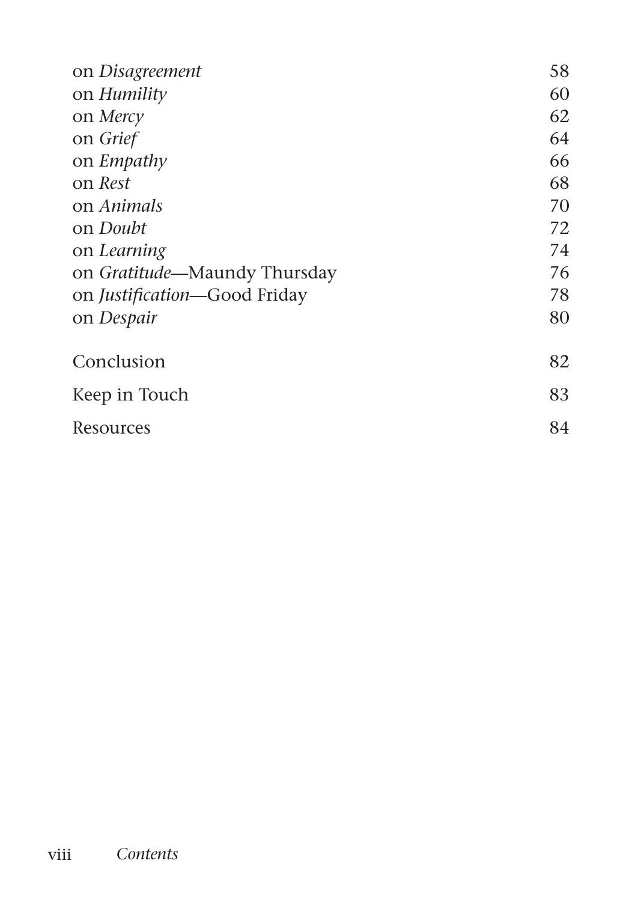on *Disagreement* 58
on *Humility* 60
on *Mercy* 62
on *Grief* 64
on *Empathy* 66
on *Rest* 68
on *Animals* 70
on *Doubt* 72
on *Learning* 74
on *Gratitude*—Maundy Thursday 76
on *Justification*—Good Friday 78
on *Despair* 80

Conclusion 82

Keep in Touch 83

Resources 84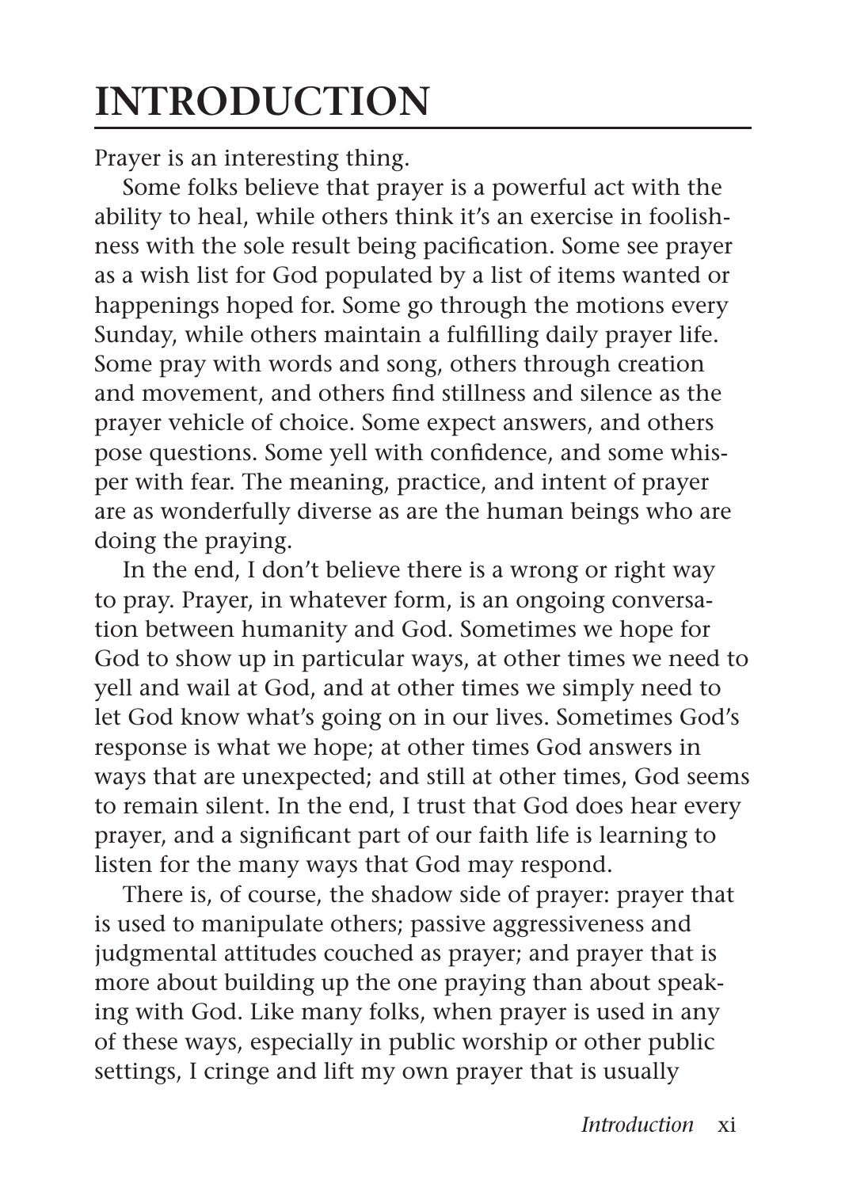# INTRODUCTION

Prayer is an interesting thing.

Some folks believe that prayer is a powerful act with the ability to heal, while others think it's an exercise in foolishness with the sole result being pacification. Some see prayer as a wish list for God populated by a list of items wanted or happenings hoped for. Some go through the motions every Sunday, while others maintain a fulfilling daily prayer life. Some pray with words and song, others through creation and movement, and others find stillness and silence as the prayer vehicle of choice. Some expect answers, and others pose questions. Some yell with confidence, and some whisper with fear. The meaning, practice, and intent of prayer are as wonderfully diverse as are the human beings who are doing the praying.

In the end, I don't believe there is a wrong or right way to pray. Prayer, in whatever form, is an ongoing conversation between humanity and God. Sometimes we hope for God to show up in particular ways, at other times we need to yell and wail at God, and at other times we simply need to let God know what's going on in our lives. Sometimes God's response is what we hope; at other times God answers in ways that are unexpected; and still at other times, God seems to remain silent. In the end, I trust that God does hear every prayer, and a significant part of our faith life is learning to listen for the many ways that God may respond.

There is, of course, the shadow side of prayer: prayer that is used to manipulate others; passive aggressiveness and judgmental attitudes couched as prayer; and prayer that is more about building up the one praying than about speaking with God. Like many folks, when prayer is used in any of these ways, especially in public worship or other public settings, I cringe and lift my own prayer that is usually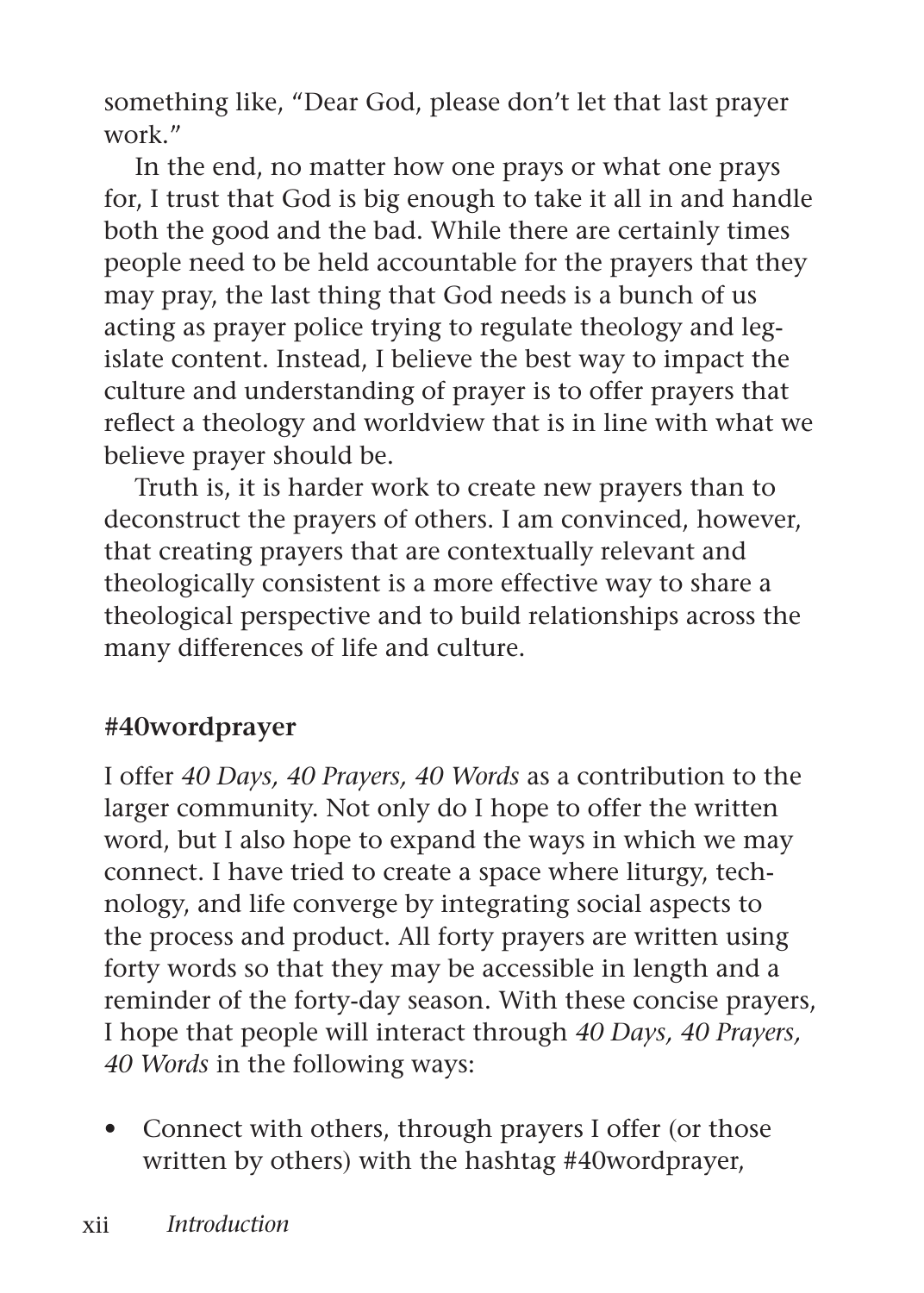something like, "Dear God, please don't let that last prayer work."

In the end, no matter how one prays or what one prays for, I trust that God is big enough to take it all in and handle both the good and the bad. While there are certainly times people need to be held accountable for the prayers that they may pray, the last thing that God needs is a bunch of us acting as prayer police trying to regulate theology and legislate content. Instead, I believe the best way to impact the culture and understanding of prayer is to offer prayers that reflect a theology and worldview that is in line with what we believe prayer should be.

Truth is, it is harder work to create new prayers than to deconstruct the prayers of others. I am convinced, however, that creating prayers that are contextually relevant and theologically consistent is a more effective way to share a theological perspective and to build relationships across the many differences of life and culture.

## #40wordprayer

I offer *40 Days, 40 Prayers, 40 Words* as a contribution to the larger community. Not only do I hope to offer the written word, but I also hope to expand the ways in which we may connect. I have tried to create a space where liturgy, technology, and life converge by integrating social aspects to the process and product. All forty prayers are written using forty words so that they may be accessible in length and a reminder of the forty-day season. With these concise prayers, I hope that people will interact through *40 Days, 40 Prayers, 40 Words* in the following ways:

- Connect with others, through prayers I offer (or those written by others) with the hashtag #40wordprayer,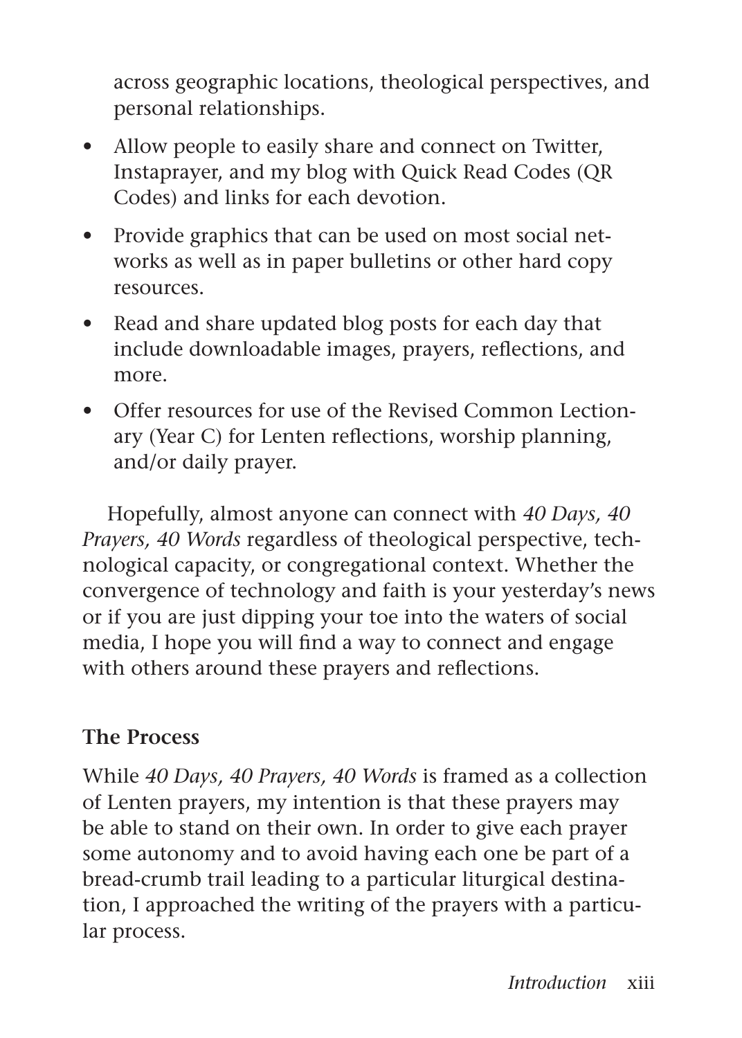across geographic locations, theological perspectives, and personal relationships.

- Allow people to easily share and connect on Twitter, Instaprayer, and my blog with Quick Read Codes (QR Codes) and links for each devotion.
- Provide graphics that can be used on most social networks as well as in paper bulletins or other hard copy resources.
- Read and share updated blog posts for each day that include downloadable images, prayers, reflections, and more.
- Offer resources for use of the Revised Common Lectionary (Year C) for Lenten reflections, worship planning, and/or daily prayer.

Hopefully, almost anyone can connect with *40 Days, 40 Prayers, 40 Words* regardless of theological perspective, technological capacity, or congregational context. Whether the convergence of technology and faith is your yesterday's news or if you are just dipping your toe into the waters of social media, I hope you will find a way to connect and engage with others around these prayers and reflections.

## The Process

While *40 Days, 40 Prayers, 40 Words* is framed as a collection of Lenten prayers, my intention is that these prayers may be able to stand on their own. In order to give each prayer some autonomy and to avoid having each one be part of a bread-crumb trail leading to a particular liturgical destination, I approached the writing of the prayers with a particular process.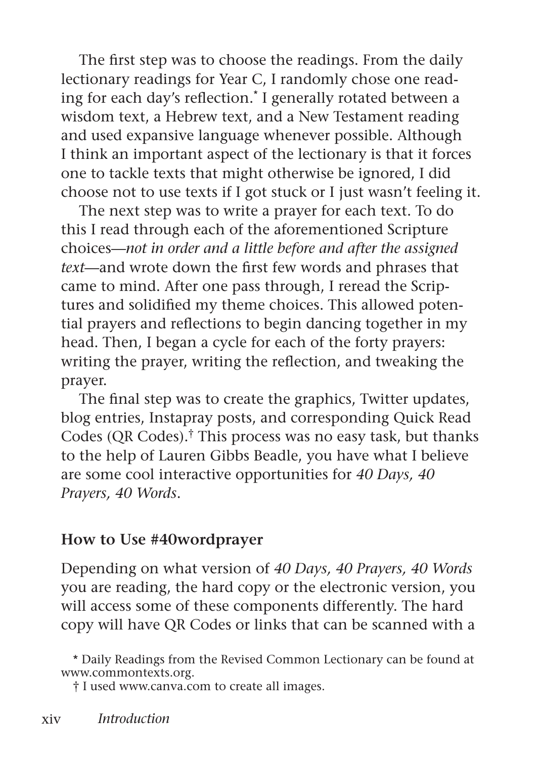The first step was to choose the readings. From the daily lectionary readings for Year C, I randomly chose one reading for each day's reflection.* I generally rotated between a wisdom text, a Hebrew text, and a New Testament reading and used expansive language whenever possible. Although I think an important aspect of the lectionary is that it forces one to tackle texts that might otherwise be ignored, I did choose not to use texts if I got stuck or I just wasn't feeling it.

The next step was to write a prayer for each text. To do this I read through each of the aforementioned Scripture choices—*not in order and a little before and after the assigned text*—and wrote down the first few words and phrases that came to mind. After one pass through, I reread the Scriptures and solidified my theme choices. This allowed potential prayers and reflections to begin dancing together in my head. Then, I began a cycle for each of the forty prayers: writing the prayer, writing the reflection, and tweaking the prayer.

The final step was to create the graphics, Twitter updates, blog entries, Instapray posts, and corresponding Quick Read Codes (QR Codes).† This process was no easy task, but thanks to the help of Lauren Gibbs Beadle, you have what I believe are some cool interactive opportunities for *40 Days, 40 Prayers, 40 Words*.

## How to Use #40wordprayer

Depending on what version of *40 Days, 40 Prayers, 40 Words* you are reading, the hard copy or the electronic version, you will access some of these components differently. The hard copy will have QR Codes or links that can be scanned with a

* Daily Readings from the Revised Common Lectionary can be found at www.commontexts.org.

† I used www.canva.com to create all images.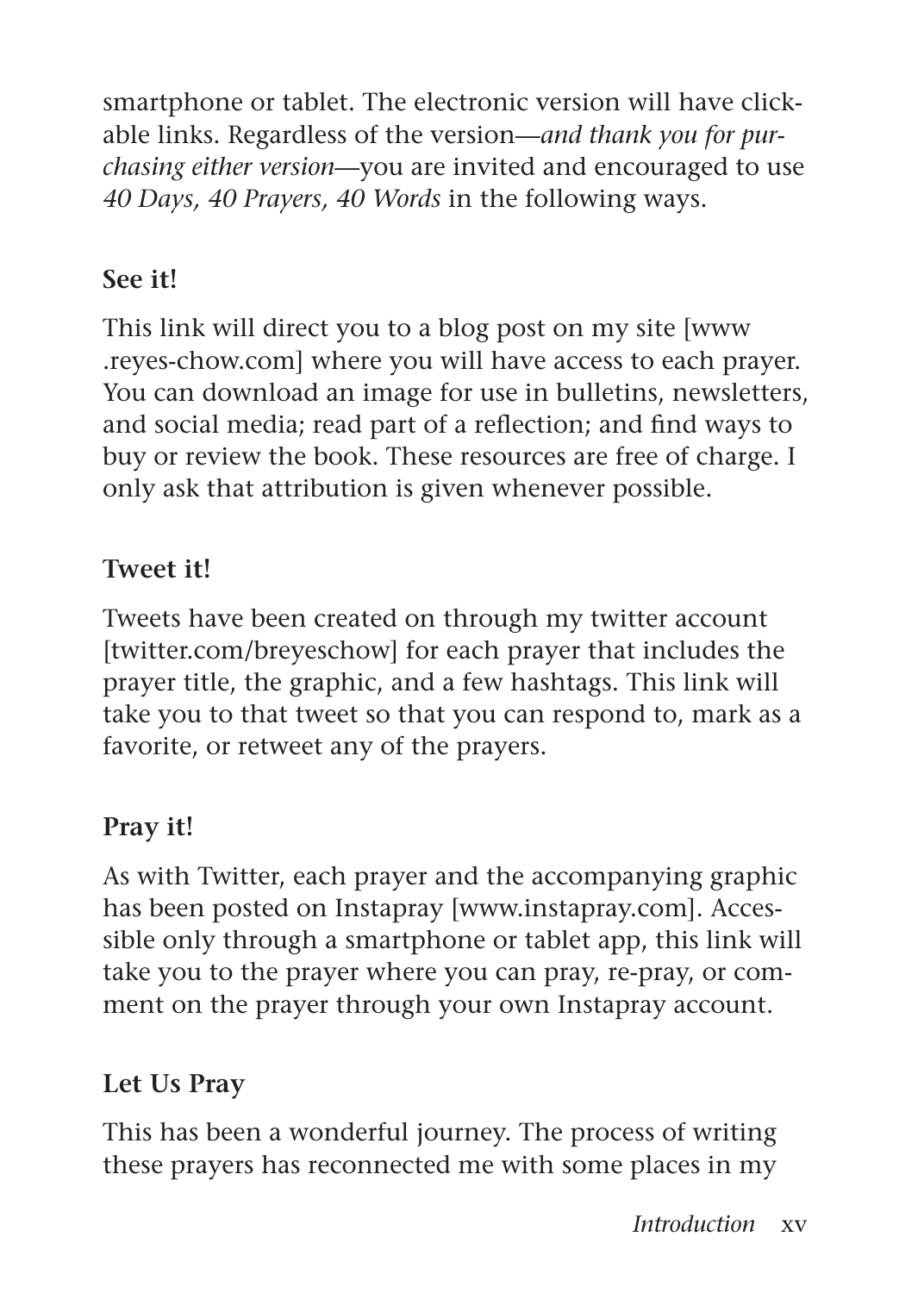smartphone or tablet. The electronic version will have clickable links. Regardless of the version—*and thank you for purchasing either version*—you are invited and encouraged to use *40 Days, 40 Prayers, 40 Words* in the following ways.

**See it!**

This link will direct you to a blog post on my site [www.reyes-chow.com] where you will have access to each prayer. You can download an image for use in bulletins, newsletters, and social media; read part of a reflection; and find ways to buy or review the book. These resources are free of charge. I only ask that attribution is given whenever possible.

**Tweet it!**

Tweets have been created on through my twitter account [twitter.com/breyeschow] for each prayer that includes the prayer title, the graphic, and a few hashtags. This link will take you to that tweet so that you can respond to, mark as a favorite, or retweet any of the prayers.

**Pray it!**

As with Twitter, each prayer and the accompanying graphic has been posted on Instapray [www.instapray.com]. Accessible only through a smartphone or tablet app, this link will take you to the prayer where you can pray, re-pray, or comment on the prayer through your own Instapray account.

**Let Us Pray**

This has been a wonderful journey. The process of writing these prayers has reconnected me with some places in my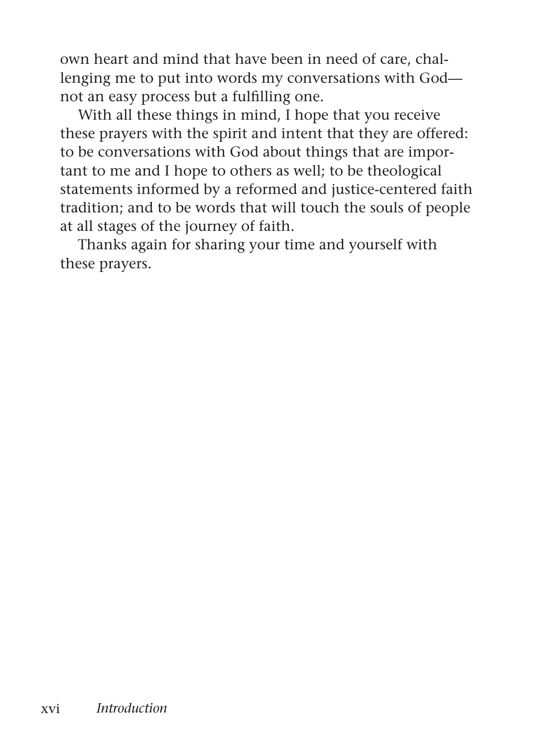own heart and mind that have been in need of care, challenging me to put into words my conversations with God—not an easy process but a fulfilling one.

With all these things in mind, I hope that you receive these prayers with the spirit and intent that they are offered: to be conversations with God about things that are important to me and I hope to others as well; to be theological statements informed by a reformed and justice-centered faith tradition; and to be words that will touch the souls of people at all stages of the journey of faith.

Thanks again for sharing your time and yourself with these prayers.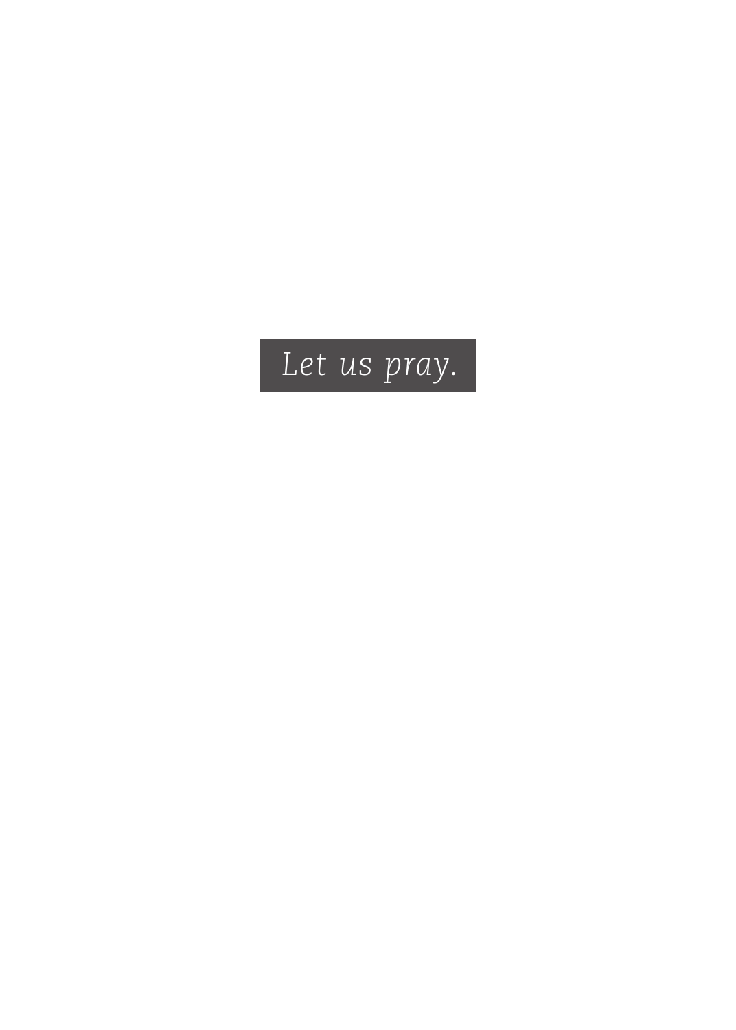*Let us pray.*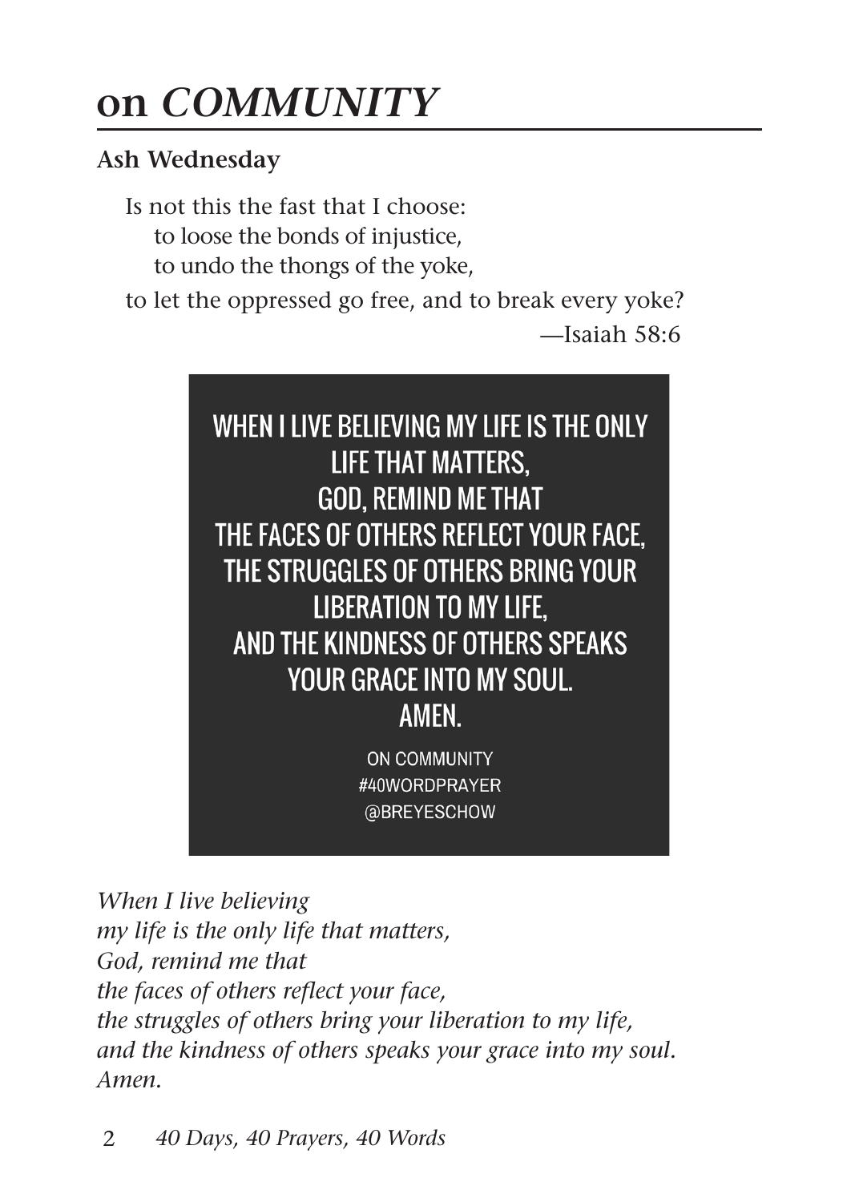# on *COMMUNITY*

**Ash Wednesday**

> Is not this the fast that I choose:
> to loose the bonds of injustice,
> to undo the thongs of the yoke,
> to let the oppressed go free, and to break every yoke?
> —Isaiah 58:6

WHEN I LIVE BELIEVING MY LIFE IS THE ONLY LIFE THAT MATTERS,
GOD, REMIND ME THAT
THE FACES OF OTHERS REFLECT YOUR FACE,
THE STRUGGLES OF OTHERS BRING YOUR LIBERATION TO MY LIFE,
AND THE KINDNESS OF OTHERS SPEAKS YOUR GRACE INTO MY SOUL.
AMEN.

ON COMMUNITY
#40WORDPRAYER
@BREYESCHOW

*When I live believing*
*my life is the only life that matters,*
*God, remind me that*
*the faces of others reflect your face,*
*the struggles of others bring your liberation to my life,*
*and the kindness of others speaks your grace into my soul.*
*Amen.*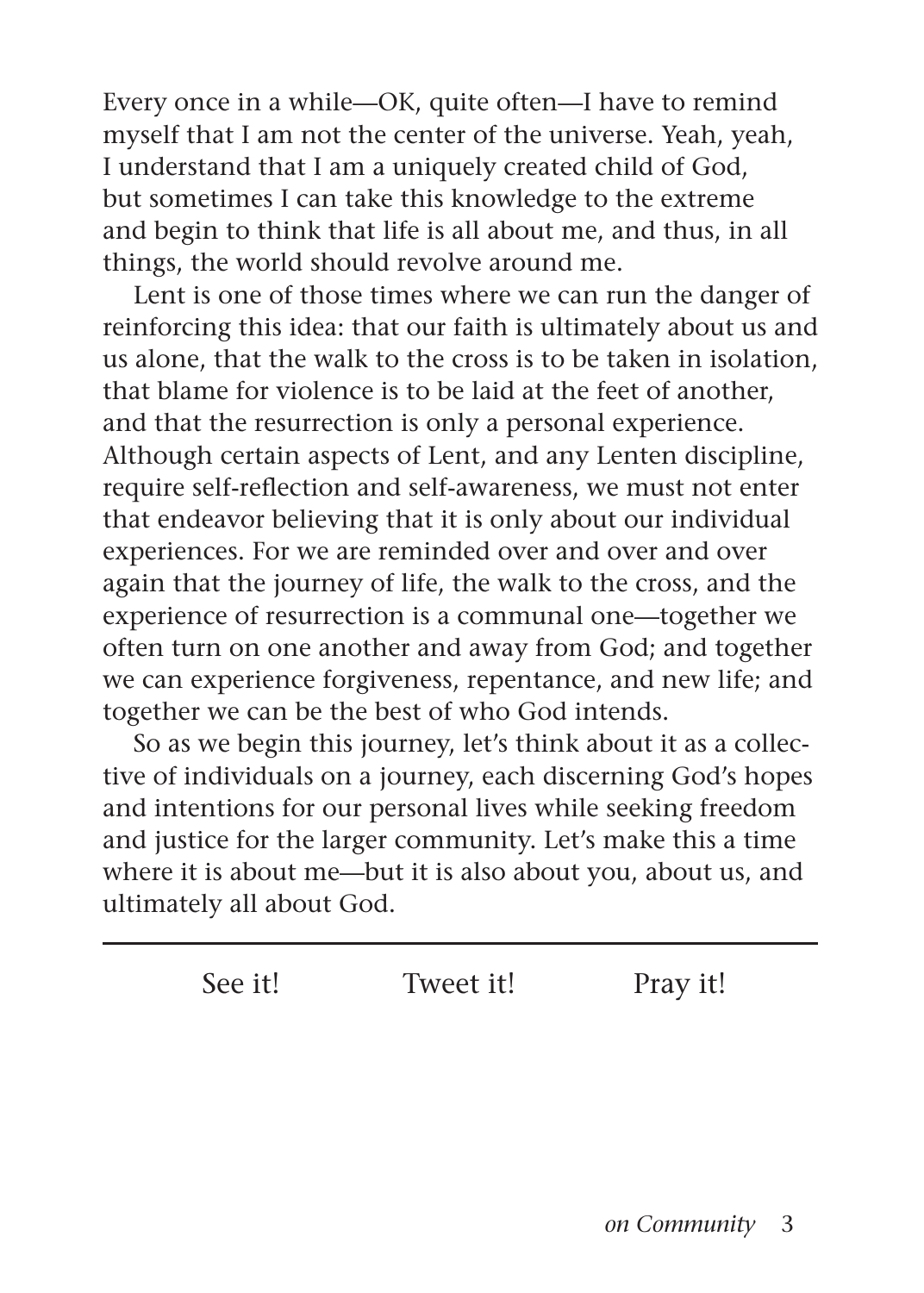Every once in a while—OK, quite often—I have to remind myself that I am not the center of the universe. Yeah, yeah, I understand that I am a uniquely created child of God, but sometimes I can take this knowledge to the extreme and begin to think that life is all about me, and thus, in all things, the world should revolve around me.

Lent is one of those times where we can run the danger of reinforcing this idea: that our faith is ultimately about us and us alone, that the walk to the cross is to be taken in isolation, that blame for violence is to be laid at the feet of another, and that the resurrection is only a personal experience. Although certain aspects of Lent, and any Lenten discipline, require self-reflection and self-awareness, we must not enter that endeavor believing that it is only about our individual experiences. For we are reminded over and over and over again that the journey of life, the walk to the cross, and the experience of resurrection is a communal one—together we often turn on one another and away from God; and together we can experience forgiveness, repentance, and new life; and together we can be the best of who God intends.

So as we begin this journey, let's think about it as a collective of individuals on a journey, each discerning God's hopes and intentions for our personal lives while seeking freedom and justice for the larger community. Let's make this a time where it is about me—but it is also about you, about us, and ultimately all about God.

---

See it! Tweet it! Pray it!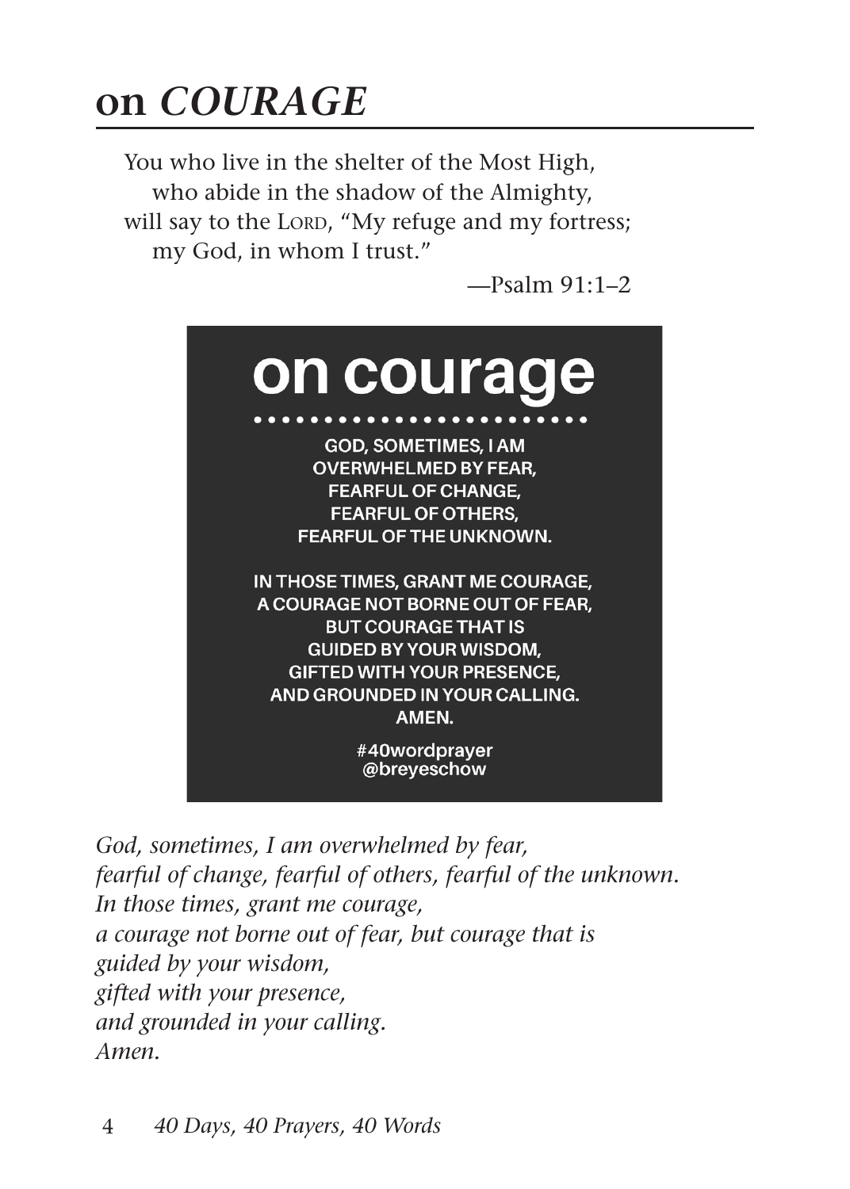# on *COURAGE*

You who live in the shelter of the Most High,
who abide in the shadow of the Almighty,
will say to the LORD, "My refuge and my fortress;
my God, in whom I trust."

—Psalm 91:1–2

on courage

GOD, SOMETIMES, I AM
OVERWHELMED BY FEAR,
FEARFUL OF CHANGE,
FEARFUL OF OTHERS,
FEARFUL OF THE UNKNOWN.

IN THOSE TIMES, GRANT ME COURAGE,
A COURAGE NOT BORNE OUT OF FEAR,
BUT COURAGE THAT IS
GUIDED BY YOUR WISDOM,
GIFTED WITH YOUR PRESENCE,
AND GROUNDED IN YOUR CALLING.
AMEN.

#40wordprayer
@breyeschow

*God, sometimes, I am overwhelmed by fear,*
*fearful of change, fearful of others, fearful of the unknown.*
*In those times, grant me courage,*
*a courage not borne out of fear, but courage that is*
*guided by your wisdom,*
*gifted with your presence,*
*and grounded in your calling.*
*Amen.*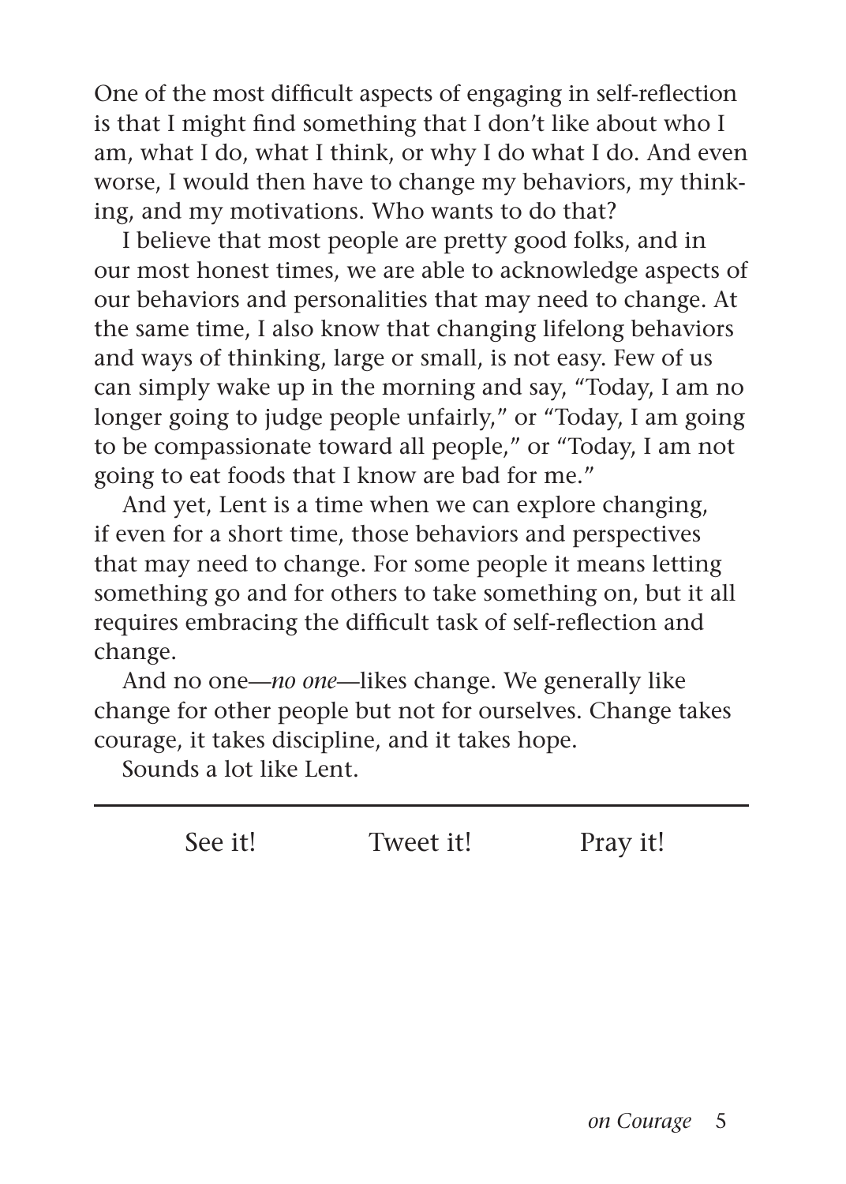One of the most difficult aspects of engaging in self-reflection is that I might find something that I don't like about who I am, what I do, what I think, or why I do what I do. And even worse, I would then have to change my behaviors, my thinking, and my motivations. Who wants to do that?

I believe that most people are pretty good folks, and in our most honest times, we are able to acknowledge aspects of our behaviors and personalities that may need to change. At the same time, I also know that changing lifelong behaviors and ways of thinking, large or small, is not easy. Few of us can simply wake up in the morning and say, "Today, I am no longer going to judge people unfairly," or "Today, I am going to be compassionate toward all people," or "Today, I am not going to eat foods that I know are bad for me."

And yet, Lent is a time when we can explore changing, if even for a short time, those behaviors and perspectives that may need to change. For some people it means letting something go and for others to take something on, but it all requires embracing the difficult task of self-reflection and change.

And no one—*no one*—likes change. We generally like change for other people but not for ourselves. Change takes courage, it takes discipline, and it takes hope.

Sounds a lot like Lent.

---

See it! Tweet it! Pray it!